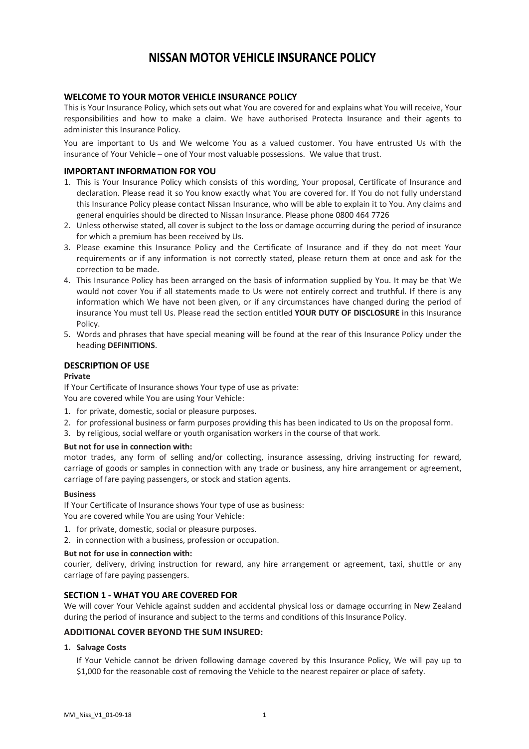# NISSAN MOTOR VEHICLE INSURANCE POLICY

## WELCOME TO YOUR MOTOR VEHICLE INSURANCE POLICY

This is Your Insurance Policy, which sets out what You are covered for and explains what You will receive, Your responsibilities and how to make a claim. We have authorised Protecta Insurance and their agents to administer this Insurance Policy.

You are important to Us and We welcome You as a valued customer. You have entrusted Us with the insurance of Your Vehicle – one of Your most valuable possessions. We value that trust.

## IMPORTANT INFORMATION FOR YOU

1. This is Your Insurance Policy which consists of this wording, Your proposal, Certificate of Insurance and declaration. Please read it so You know exactly what You are covered for. If You do not fully understand this Insurance Policy please contact Nissan Insurance, who will be able to explain it to You. Any claims and general enquiries should be directed to Nissan Insurance. Please phone 0800 464 7726
2. Unless otherwise stated, all cover is subject to the loss or damage occurring during the period of insurance for which a premium has been received by Us.
3. Please examine this Insurance Policy and the Certificate of Insurance and if they do not meet Your requirements or if any information is not correctly stated, please return them at once and ask for the correction to be made.
4. This Insurance Policy has been arranged on the basis of information supplied by You. It may be that We would not cover You if all statements made to Us were not entirely correct and truthful. If there is any information which We have not been given, or if any circumstances have changed during the period of insurance You must tell Us. Please read the section entitled **YOUR DUTY OF DISCLOSURE** in this Insurance Policy.
5. Words and phrases that have special meaning will be found at the rear of this Insurance Policy under the heading **DEFINITIONS**.

## DESCRIPTION OF USE

**Private**

If Your Certificate of Insurance shows Your type of use as private:
You are covered while You are using Your Vehicle:

1. for private, domestic, social or pleasure purposes.
2. for professional business or farm purposes providing this has been indicated to Us on the proposal form.
3. by religious, social welfare or youth organisation workers in the course of that work.

**But not for use in connection with:**

motor trades, any form of selling and/or collecting, insurance assessing, driving instructing for reward, carriage of goods or samples in connection with any trade or business, any hire arrangement or agreement, carriage of fare paying passengers, or stock and station agents.

**Business**

If Your Certificate of Insurance shows Your type of use as business:
You are covered while You are using Your Vehicle:

1. for private, domestic, social or pleasure purposes.
2. in connection with a business, profession or occupation.

**But not for use in connection with:**

courier, delivery, driving instruction for reward, any hire arrangement or agreement, taxi, shuttle or any carriage of fare paying passengers.

## SECTION 1 - WHAT YOU ARE COVERED FOR

We will cover Your Vehicle against sudden and accidental physical loss or damage occurring in New Zealand during the period of insurance and subject to the terms and conditions of this Insurance Policy.

## ADDITIONAL COVER BEYOND THE SUM INSURED:

1. **Salvage Costs**

   If Your Vehicle cannot be driven following damage covered by this Insurance Policy, We will pay up to $1,000 for the reasonable cost of removing the Vehicle to the nearest repairer or place of safety.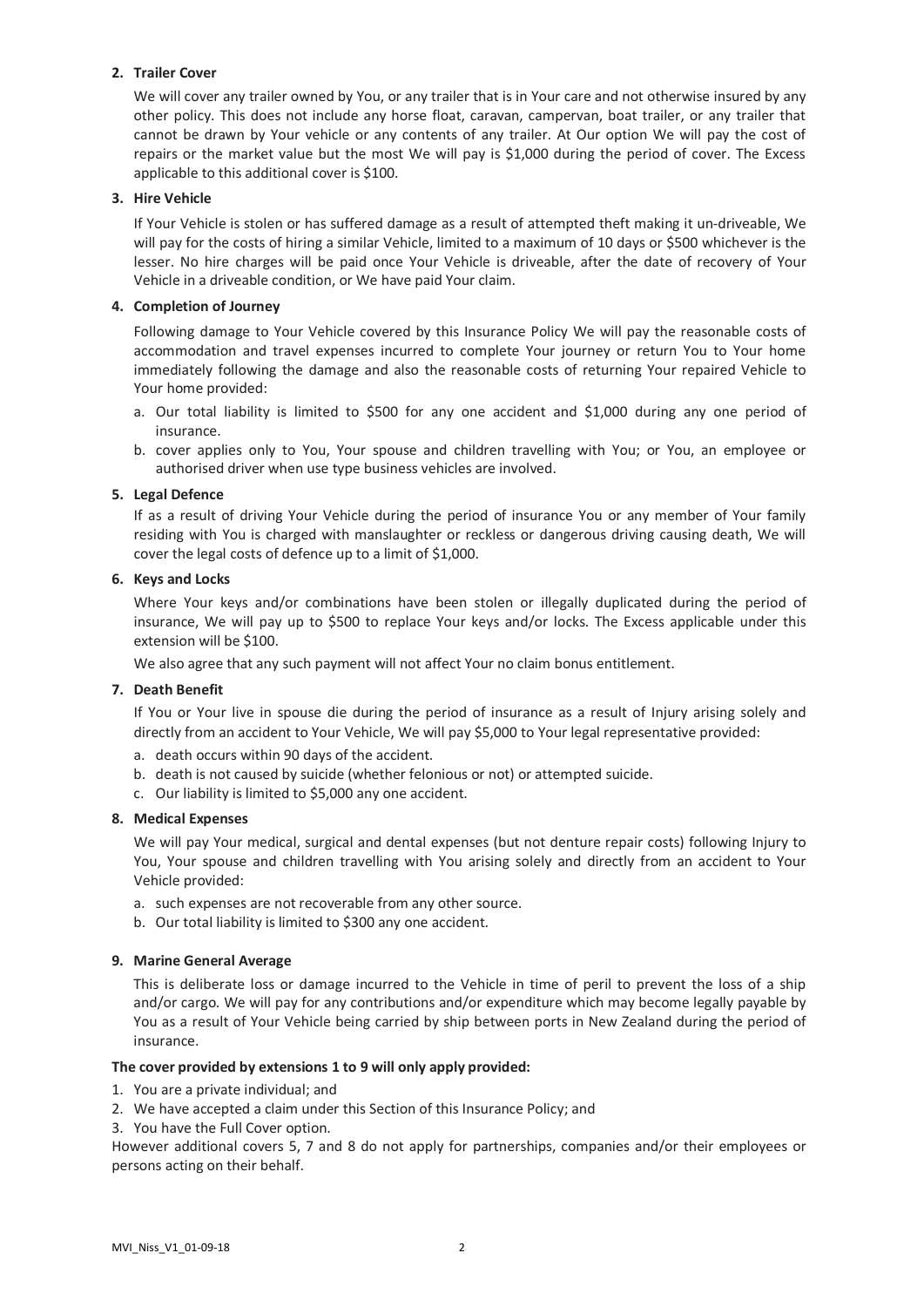**2. Trailer Cover**

We will cover any trailer owned by You, or any trailer that is in Your care and not otherwise insured by any other policy. This does not include any horse float, caravan, campervan, boat trailer, or any trailer that cannot be drawn by Your vehicle or any contents of any trailer. At Our option We will pay the cost of repairs or the market value but the most We will pay is $1,000 during the period of cover. The Excess applicable to this additional cover is $100.

**3. Hire Vehicle**

If Your Vehicle is stolen or has suffered damage as a result of attempted theft making it un-driveable, We will pay for the costs of hiring a similar Vehicle, limited to a maximum of 10 days or $500 whichever is the lesser. No hire charges will be paid once Your Vehicle is driveable, after the date of recovery of Your Vehicle in a driveable condition, or We have paid Your claim.

**4. Completion of Journey**

Following damage to Your Vehicle covered by this Insurance Policy We will pay the reasonable costs of accommodation and travel expenses incurred to complete Your journey or return You to Your home immediately following the damage and also the reasonable costs of returning Your repaired Vehicle to Your home provided:

a. Our total liability is limited to $500 for any one accident and $1,000 during any one period of insurance.
b. cover applies only to You, Your spouse and children travelling with You; or You, an employee or authorised driver when use type business vehicles are involved.

**5. Legal Defence**

If as a result of driving Your Vehicle during the period of insurance You or any member of Your family residing with You is charged with manslaughter or reckless or dangerous driving causing death, We will cover the legal costs of defence up to a limit of $1,000.

**6. Keys and Locks**

Where Your keys and/or combinations have been stolen or illegally duplicated during the period of insurance, We will pay up to $500 to replace Your keys and/or locks. The Excess applicable under this extension will be $100.

We also agree that any such payment will not affect Your no claim bonus entitlement.

**7. Death Benefit**

If You or Your live in spouse die during the period of insurance as a result of Injury arising solely and directly from an accident to Your Vehicle, We will pay $5,000 to Your legal representative provided:

a. death occurs within 90 days of the accident.
b. death is not caused by suicide (whether felonious or not) or attempted suicide.
c. Our liability is limited to $5,000 any one accident.

**8. Medical Expenses**

We will pay Your medical, surgical and dental expenses (but not denture repair costs) following Injury to You, Your spouse and children travelling with You arising solely and directly from an accident to Your Vehicle provided:

a. such expenses are not recoverable from any other source.
b. Our total liability is limited to $300 any one accident.

**9. Marine General Average**

This is deliberate loss or damage incurred to the Vehicle in time of peril to prevent the loss of a ship and/or cargo. We will pay for any contributions and/or expenditure which may become legally payable by You as a result of Your Vehicle being carried by ship between ports in New Zealand during the period of insurance.

**The cover provided by extensions 1 to 9 will only apply provided:**

1. You are a private individual; and
2. We have accepted a claim under this Section of this Insurance Policy; and
3. You have the Full Cover option.

However additional covers 5, 7 and 8 do not apply for partnerships, companies and/or their employees or persons acting on their behalf.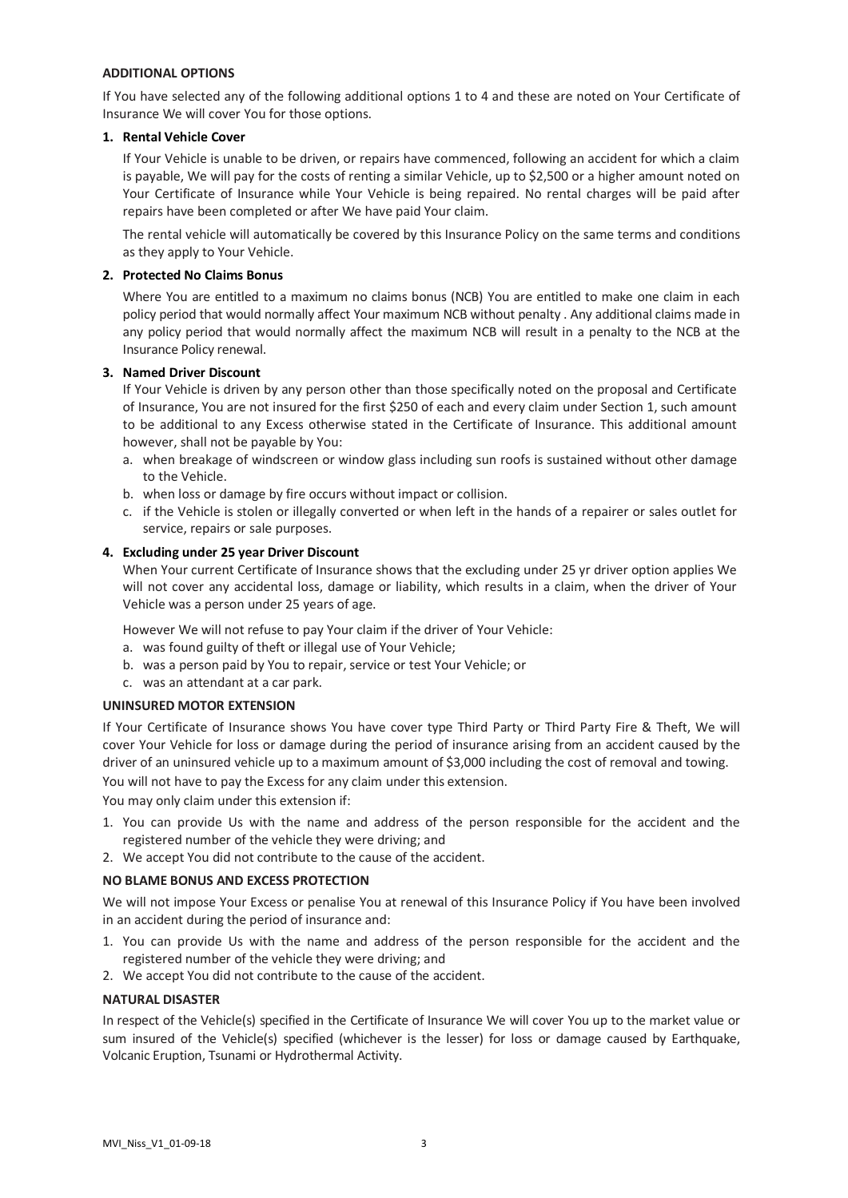**ADDITIONAL OPTIONS**

If You have selected any of the following additional options 1 to 4 and these are noted on Your Certificate of Insurance We will cover You for those options.

**1. Rental Vehicle Cover**

If Your Vehicle is unable to be driven, or repairs have commenced, following an accident for which a claim is payable, We will pay for the costs of renting a similar Vehicle, up to $2,500 or a higher amount noted on Your Certificate of Insurance while Your Vehicle is being repaired. No rental charges will be paid after repairs have been completed or after We have paid Your claim.

The rental vehicle will automatically be covered by this Insurance Policy on the same terms and conditions as they apply to Your Vehicle.

**2. Protected No Claims Bonus**

Where You are entitled to a maximum no claims bonus (NCB) You are entitled to make one claim in each policy period that would normally affect Your maximum NCB without penalty . Any additional claims made in any policy period that would normally affect the maximum NCB will result in a penalty to the NCB at the Insurance Policy renewal.

**3. Named Driver Discount**

If Your Vehicle is driven by any person other than those specifically noted on the proposal and Certificate of Insurance, You are not insured for the first $250 of each and every claim under Section 1, such amount to be additional to any Excess otherwise stated in the Certificate of Insurance. This additional amount however, shall not be payable by You:

a. when breakage of windscreen or window glass including sun roofs is sustained without other damage to the Vehicle.
b. when loss or damage by fire occurs without impact or collision.
c. if the Vehicle is stolen or illegally converted or when left in the hands of a repairer or sales outlet for service, repairs or sale purposes.

**4. Excluding under 25 year Driver Discount**

When Your current Certificate of Insurance shows that the excluding under 25 yr driver option applies We will not cover any accidental loss, damage or liability, which results in a claim, when the driver of Your Vehicle was a person under 25 years of age.

However We will not refuse to pay Your claim if the driver of Your Vehicle:

a. was found guilty of theft or illegal use of Your Vehicle;
b. was a person paid by You to repair, service or test Your Vehicle; or
c. was an attendant at a car park.

**UNINSURED MOTOR EXTENSION**

If Your Certificate of Insurance shows You have cover type Third Party or Third Party Fire & Theft, We will cover Your Vehicle for loss or damage during the period of insurance arising from an accident caused by the driver of an uninsured vehicle up to a maximum amount of $3,000 including the cost of removal and towing.

You will not have to pay the Excess for any claim under this extension.

You may only claim under this extension if:

1. You can provide Us with the name and address of the person responsible for the accident and the registered number of the vehicle they were driving; and
2. We accept You did not contribute to the cause of the accident.

**NO BLAME BONUS AND EXCESS PROTECTION**

We will not impose Your Excess or penalise You at renewal of this Insurance Policy if You have been involved in an accident during the period of insurance and:

1. You can provide Us with the name and address of the person responsible for the accident and the registered number of the vehicle they were driving; and
2. We accept You did not contribute to the cause of the accident.

**NATURAL DISASTER**

In respect of the Vehicle(s) specified in the Certificate of Insurance We will cover You up to the market value or sum insured of the Vehicle(s) specified (whichever is the lesser) for loss or damage caused by Earthquake, Volcanic Eruption, Tsunami or Hydrothermal Activity.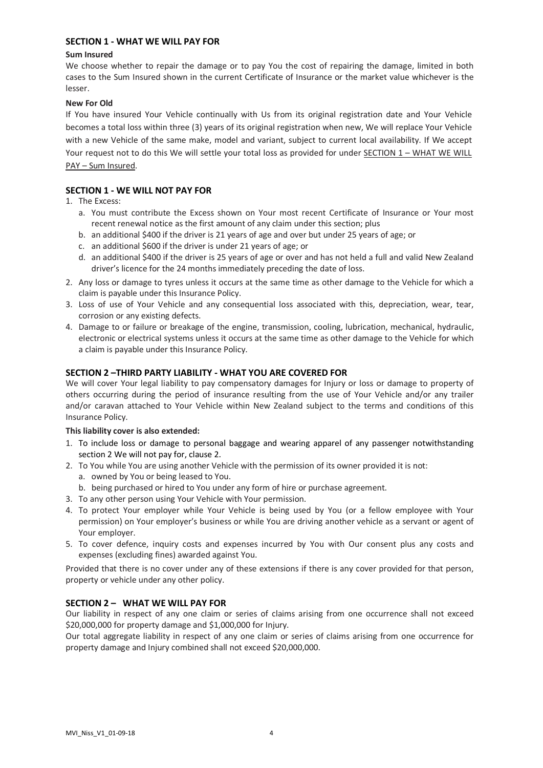## SECTION 1 - WHAT WE WILL PAY FOR

**Sum Insured**

We choose whether to repair the damage or to pay You the cost of repairing the damage, limited in both cases to the Sum Insured shown in the current Certificate of Insurance or the market value whichever is the lesser.

**New For Old**

If You have insured Your Vehicle continually with Us from its original registration date and Your Vehicle becomes a total loss within three (3) years of its original registration when new, We will replace Your Vehicle with a new Vehicle of the same make, model and variant, subject to current local availability. If We accept Your request not to do this We will settle your total loss as provided for under SECTION 1 – WHAT WE WILL PAY – Sum Insured.

## SECTION 1 - WE WILL NOT PAY FOR

1. The Excess:
   a. You must contribute the Excess shown on Your most recent Certificate of Insurance or Your most recent renewal notice as the first amount of any claim under this section; plus
   b. an additional $400 if the driver is 21 years of age and over but under 25 years of age; or
   c. an additional $600 if the driver is under 21 years of age; or
   d. an additional $400 if the driver is 25 years of age or over and has not held a full and valid New Zealand driver's licence for the 24 months immediately preceding the date of loss.
2. Any loss or damage to tyres unless it occurs at the same time as other damage to the Vehicle for which a claim is payable under this Insurance Policy.
3. Loss of use of Your Vehicle and any consequential loss associated with this, depreciation, wear, tear, corrosion or any existing defects.
4. Damage to or failure or breakage of the engine, transmission, cooling, lubrication, mechanical, hydraulic, electronic or electrical systems unless it occurs at the same time as other damage to the Vehicle for which a claim is payable under this Insurance Policy.

## SECTION 2 –THIRD PARTY LIABILITY - WHAT YOU ARE COVERED FOR

We will cover Your legal liability to pay compensatory damages for Injury or loss or damage to property of others occurring during the period of insurance resulting from the use of Your Vehicle and/or any trailer and/or caravan attached to Your Vehicle within New Zealand subject to the terms and conditions of this Insurance Policy.

**This liability cover is also extended:**

1. To include loss or damage to personal baggage and wearing apparel of any passenger notwithstanding section 2 We will not pay for, clause 2.
2. To You while You are using another Vehicle with the permission of its owner provided it is not:
   a. owned by You or being leased to You.
   b. being purchased or hired to You under any form of hire or purchase agreement.
3. To any other person using Your Vehicle with Your permission.
4. To protect Your employer while Your Vehicle is being used by You (or a fellow employee with Your permission) on Your employer's business or while You are driving another vehicle as a servant or agent of Your employer.
5. To cover defence, inquiry costs and expenses incurred by You with Our consent plus any costs and expenses (excluding fines) awarded against You.

Provided that there is no cover under any of these extensions if there is any cover provided for that person, property or vehicle under any other policy.

## SECTION 2 – WHAT WE WILL PAY FOR

Our liability in respect of any one claim or series of claims arising from one occurrence shall not exceed $20,000,000 for property damage and $1,000,000 for Injury.

Our total aggregate liability in respect of any one claim or series of claims arising from one occurrence for property damage and Injury combined shall not exceed $20,000,000.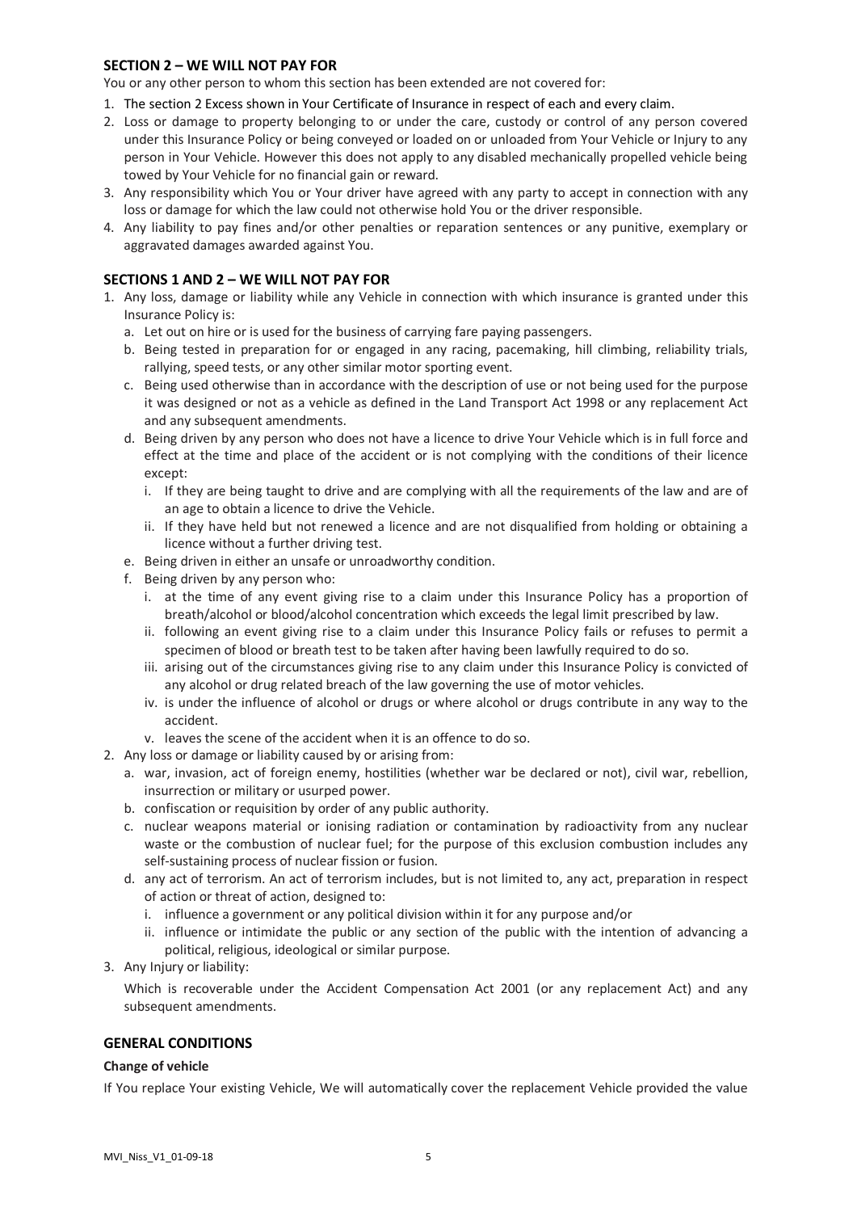## SECTION 2 – WE WILL NOT PAY FOR

You or any other person to whom this section has been extended are not covered for:

1. The section 2 Excess shown in Your Certificate of Insurance in respect of each and every claim.
2. Loss or damage to property belonging to or under the care, custody or control of any person covered under this Insurance Policy or being conveyed or loaded on or unloaded from Your Vehicle or Injury to any person in Your Vehicle. However this does not apply to any disabled mechanically propelled vehicle being towed by Your Vehicle for no financial gain or reward.
3. Any responsibility which You or Your driver have agreed with any party to accept in connection with any loss or damage for which the law could not otherwise hold You or the driver responsible.
4. Any liability to pay fines and/or other penalties or reparation sentences or any punitive, exemplary or aggravated damages awarded against You.

## SECTIONS 1 AND 2 – WE WILL NOT PAY FOR

1. Any loss, damage or liability while any Vehicle in connection with which insurance is granted under this Insurance Policy is:
   a. Let out on hire or is used for the business of carrying fare paying passengers.
   b. Being tested in preparation for or engaged in any racing, pacemaking, hill climbing, reliability trials, rallying, speed tests, or any other similar motor sporting event.
   c. Being used otherwise than in accordance with the description of use or not being used for the purpose it was designed or not as a vehicle as defined in the Land Transport Act 1998 or any replacement Act and any subsequent amendments.
   d. Being driven by any person who does not have a licence to drive Your Vehicle which is in full force and effect at the time and place of the accident or is not complying with the conditions of their licence except:
      i. If they are being taught to drive and are complying with all the requirements of the law and are of an age to obtain a licence to drive the Vehicle.
      ii. If they have held but not renewed a licence and are not disqualified from holding or obtaining a licence without a further driving test.
   e. Being driven in either an unsafe or unroadworthy condition.
   f. Being driven by any person who:
      i. at the time of any event giving rise to a claim under this Insurance Policy has a proportion of breath/alcohol or blood/alcohol concentration which exceeds the legal limit prescribed by law.
      ii. following an event giving rise to a claim under this Insurance Policy fails or refuses to permit a specimen of blood or breath test to be taken after having been lawfully required to do so.
      iii. arising out of the circumstances giving rise to any claim under this Insurance Policy is convicted of any alcohol or drug related breach of the law governing the use of motor vehicles.
      iv. is under the influence of alcohol or drugs or where alcohol or drugs contribute in any way to the accident.
      v. leaves the scene of the accident when it is an offence to do so.
2. Any loss or damage or liability caused by or arising from:
   a. war, invasion, act of foreign enemy, hostilities (whether war be declared or not), civil war, rebellion, insurrection or military or usurped power.
   b. confiscation or requisition by order of any public authority.
   c. nuclear weapons material or ionising radiation or contamination by radioactivity from any nuclear waste or the combustion of nuclear fuel; for the purpose of this exclusion combustion includes any self-sustaining process of nuclear fission or fusion.
   d. any act of terrorism. An act of terrorism includes, but is not limited to, any act, preparation in respect of action or threat of action, designed to:
      i. influence a government or any political division within it for any purpose and/or
      ii. influence or intimidate the public or any section of the public with the intention of advancing a political, religious, ideological or similar purpose.
3. Any Injury or liability:

   Which is recoverable under the Accident Compensation Act 2001 (or any replacement Act) and any subsequent amendments.

## GENERAL CONDITIONS

**Change of vehicle**

If You replace Your existing Vehicle, We will automatically cover the replacement Vehicle provided the value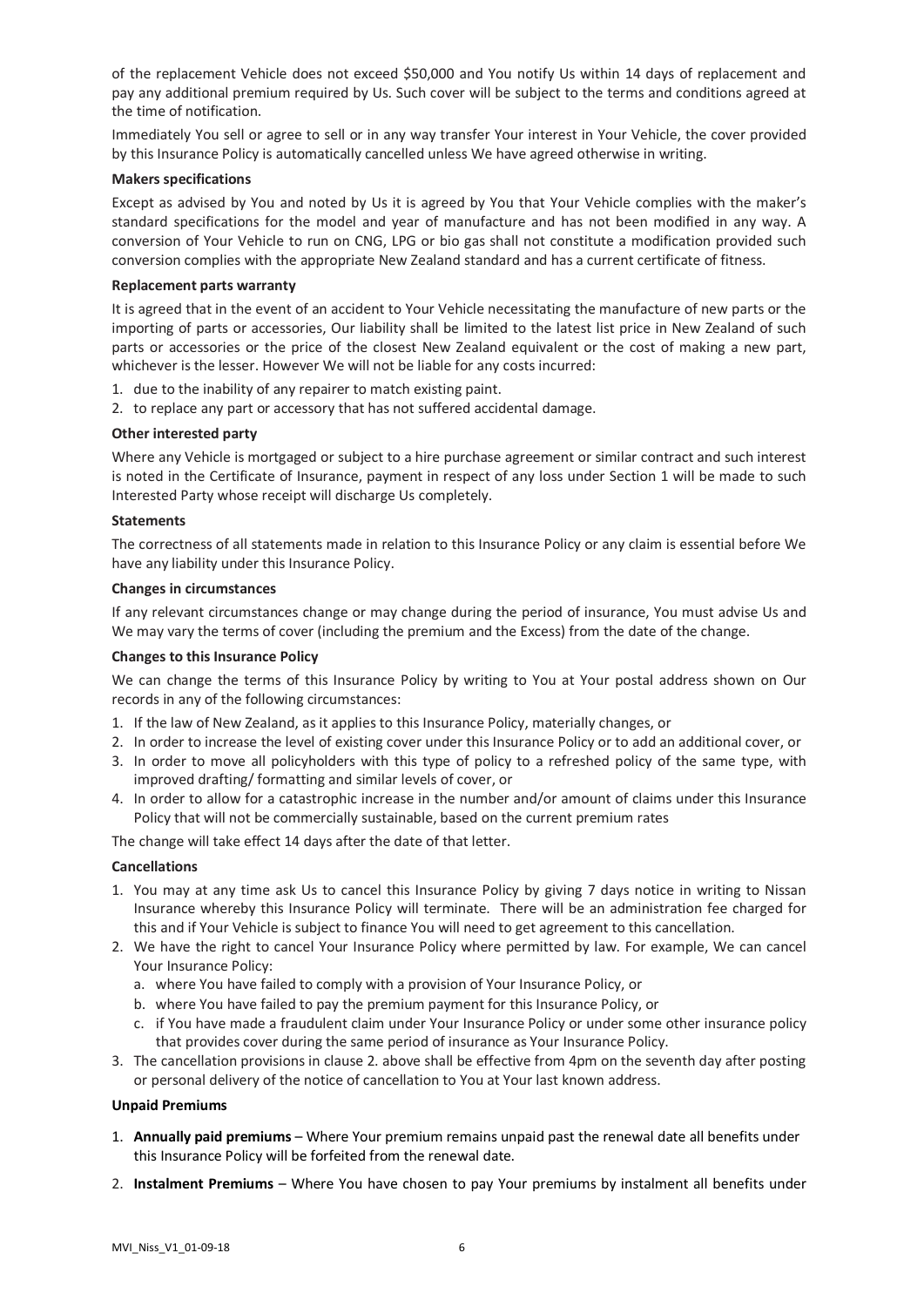of the replacement Vehicle does not exceed $50,000 and You notify Us within 14 days of replacement and pay any additional premium required by Us. Such cover will be subject to the terms and conditions agreed at the time of notification.

Immediately You sell or agree to sell or in any way transfer Your interest in Your Vehicle, the cover provided by this Insurance Policy is automatically cancelled unless We have agreed otherwise in writing.

**Makers specifications**

Except as advised by You and noted by Us it is agreed by You that Your Vehicle complies with the maker's standard specifications for the model and year of manufacture and has not been modified in any way. A conversion of Your Vehicle to run on CNG, LPG or bio gas shall not constitute a modification provided such conversion complies with the appropriate New Zealand standard and has a current certificate of fitness.

**Replacement parts warranty**

It is agreed that in the event of an accident to Your Vehicle necessitating the manufacture of new parts or the importing of parts or accessories, Our liability shall be limited to the latest list price in New Zealand of such parts or accessories or the price of the closest New Zealand equivalent or the cost of making a new part, whichever is the lesser. However We will not be liable for any costs incurred:

1. due to the inability of any repairer to match existing paint.
2. to replace any part or accessory that has not suffered accidental damage.

**Other interested party**

Where any Vehicle is mortgaged or subject to a hire purchase agreement or similar contract and such interest is noted in the Certificate of Insurance, payment in respect of any loss under Section 1 will be made to such Interested Party whose receipt will discharge Us completely.

**Statements**

The correctness of all statements made in relation to this Insurance Policy or any claim is essential before We have any liability under this Insurance Policy.

**Changes in circumstances**

If any relevant circumstances change or may change during the period of insurance, You must advise Us and We may vary the terms of cover (including the premium and the Excess) from the date of the change.

**Changes to this Insurance Policy**

We can change the terms of this Insurance Policy by writing to You at Your postal address shown on Our records in any of the following circumstances:

1. If the law of New Zealand, as it applies to this Insurance Policy, materially changes, or
2. In order to increase the level of existing cover under this Insurance Policy or to add an additional cover, or
3. In order to move all policyholders with this type of policy to a refreshed policy of the same type, with improved drafting/ formatting and similar levels of cover, or
4. In order to allow for a catastrophic increase in the number and/or amount of claims under this Insurance Policy that will not be commercially sustainable, based on the current premium rates

The change will take effect 14 days after the date of that letter.

**Cancellations**

1. You may at any time ask Us to cancel this Insurance Policy by giving 7 days notice in writing to Nissan Insurance whereby this Insurance Policy will terminate. There will be an administration fee charged for this and if Your Vehicle is subject to finance You will need to get agreement to this cancellation.
2. We have the right to cancel Your Insurance Policy where permitted by law. For example, We can cancel Your Insurance Policy:
   a. where You have failed to comply with a provision of Your Insurance Policy, or
   b. where You have failed to pay the premium payment for this Insurance Policy, or
   c. if You have made a fraudulent claim under Your Insurance Policy or under some other insurance policy that provides cover during the same period of insurance as Your Insurance Policy.
3. The cancellation provisions in clause 2. above shall be effective from 4pm on the seventh day after posting or personal delivery of the notice of cancellation to You at Your last known address.

**Unpaid Premiums**

1. **Annually paid premiums** – Where Your premium remains unpaid past the renewal date all benefits under this Insurance Policy will be forfeited from the renewal date.
2. **Instalment Premiums** – Where You have chosen to pay Your premiums by instalment all benefits under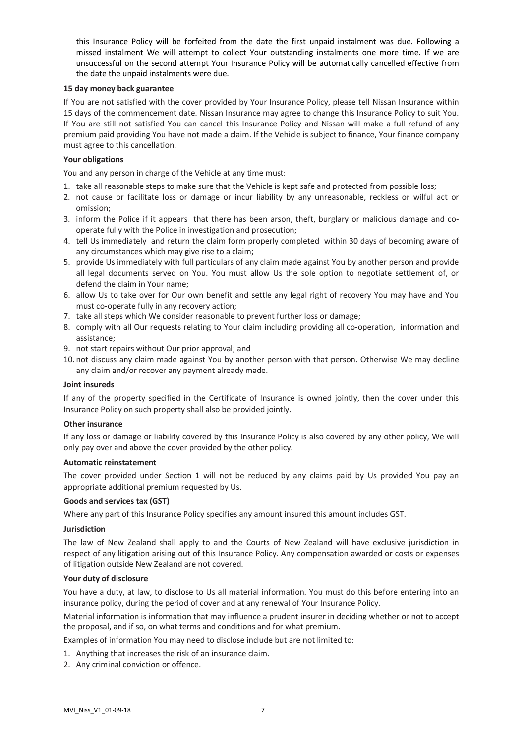this Insurance Policy will be forfeited from the date the first unpaid instalment was due. Following a missed instalment We will attempt to collect Your outstanding instalments one more time. If we are unsuccessful on the second attempt Your Insurance Policy will be automatically cancelled effective from the date the unpaid instalments were due.

**15 day money back guarantee**

If You are not satisfied with the cover provided by Your Insurance Policy, please tell Nissan Insurance within 15 days of the commencement date. Nissan Insurance may agree to change this Insurance Policy to suit You. If You are still not satisfied You can cancel this Insurance Policy and Nissan will make a full refund of any premium paid providing You have not made a claim. If the Vehicle is subject to finance, Your finance company must agree to this cancellation.

**Your obligations**

You and any person in charge of the Vehicle at any time must:

1. take all reasonable steps to make sure that the Vehicle is kept safe and protected from possible loss;
2. not cause or facilitate loss or damage or incur liability by any unreasonable, reckless or wilful act or omission;
3. inform the Police if it appears that there has been arson, theft, burglary or malicious damage and co-operate fully with the Police in investigation and prosecution;
4. tell Us immediately and return the claim form properly completed within 30 days of becoming aware of any circumstances which may give rise to a claim;
5. provide Us immediately with full particulars of any claim made against You by another person and provide all legal documents served on You. You must allow Us the sole option to negotiate settlement of, or defend the claim in Your name;
6. allow Us to take over for Our own benefit and settle any legal right of recovery You may have and You must co-operate fully in any recovery action;
7. take all steps which We consider reasonable to prevent further loss or damage;
8. comply with all Our requests relating to Your claim including providing all co-operation, information and assistance;
9. not start repairs without Our prior approval; and
10. not discuss any claim made against You by another person with that person. Otherwise We may decline any claim and/or recover any payment already made.

**Joint insureds**

If any of the property specified in the Certificate of Insurance is owned jointly, then the cover under this Insurance Policy on such property shall also be provided jointly.

**Other insurance**

If any loss or damage or liability covered by this Insurance Policy is also covered by any other policy, We will only pay over and above the cover provided by the other policy.

**Automatic reinstatement**

The cover provided under Section 1 will not be reduced by any claims paid by Us provided You pay an appropriate additional premium requested by Us.

**Goods and services tax (GST)**

Where any part of this Insurance Policy specifies any amount insured this amount includes GST.

**Jurisdiction**

The law of New Zealand shall apply to and the Courts of New Zealand will have exclusive jurisdiction in respect of any litigation arising out of this Insurance Policy. Any compensation awarded or costs or expenses of litigation outside New Zealand are not covered.

**Your duty of disclosure**

You have a duty, at law, to disclose to Us all material information. You must do this before entering into an insurance policy, during the period of cover and at any renewal of Your Insurance Policy.

Material information is information that may influence a prudent insurer in deciding whether or not to accept the proposal, and if so, on what terms and conditions and for what premium.

Examples of information You may need to disclose include but are not limited to:

1. Anything that increases the risk of an insurance claim.
2. Any criminal conviction or offence.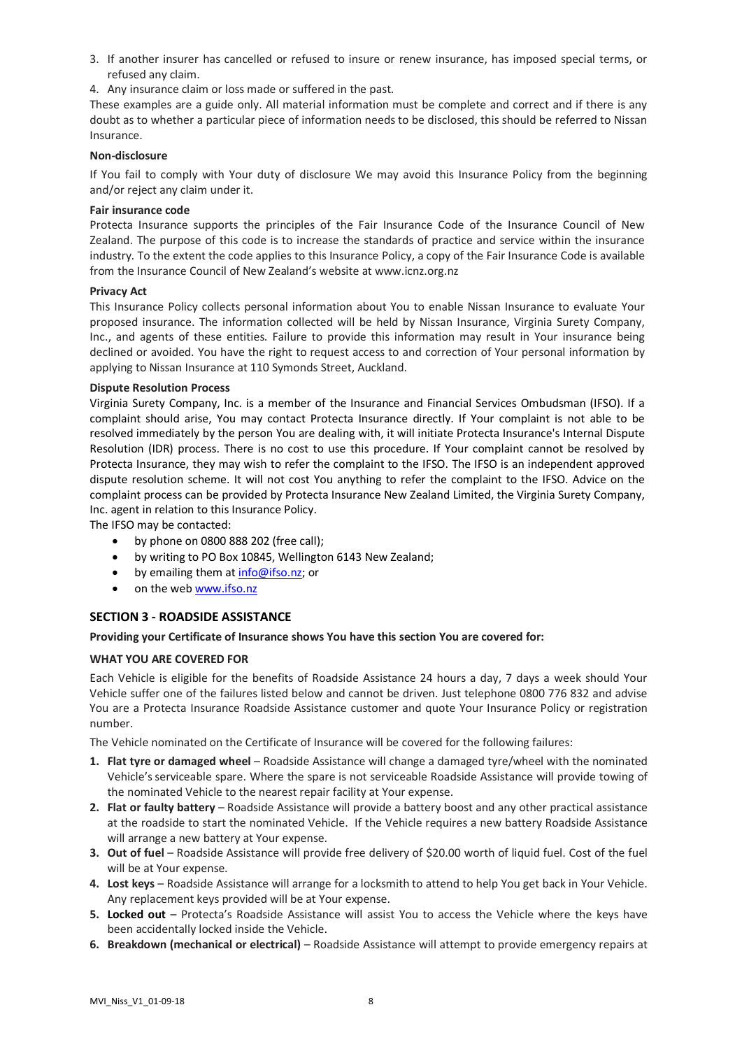3. If another insurer has cancelled or refused to insure or renew insurance, has imposed special terms, or refused any claim.
4. Any insurance claim or loss made or suffered in the past.

These examples are a guide only. All material information must be complete and correct and if there is any doubt as to whether a particular piece of information needs to be disclosed, this should be referred to Nissan Insurance.

**Non-disclosure**

If You fail to comply with Your duty of disclosure We may avoid this Insurance Policy from the beginning and/or reject any claim under it.

**Fair insurance code**

Protecta Insurance supports the principles of the Fair Insurance Code of the Insurance Council of New Zealand. The purpose of this code is to increase the standards of practice and service within the insurance industry. To the extent the code applies to this Insurance Policy, a copy of the Fair Insurance Code is available from the Insurance Council of New Zealand's website at www.icnz.org.nz

**Privacy Act**

This Insurance Policy collects personal information about You to enable Nissan Insurance to evaluate Your proposed insurance. The information collected will be held by Nissan Insurance, Virginia Surety Company, Inc., and agents of these entities. Failure to provide this information may result in Your insurance being declined or avoided. You have the right to request access to and correction of Your personal information by applying to Nissan Insurance at 110 Symonds Street, Auckland.

**Dispute Resolution Process**

Virginia Surety Company, Inc. is a member of the Insurance and Financial Services Ombudsman (IFSO). If a complaint should arise, You may contact Protecta Insurance directly. If Your complaint is not able to be resolved immediately by the person You are dealing with, it will initiate Protecta Insurance's Internal Dispute Resolution (IDR) process. There is no cost to use this procedure. If Your complaint cannot be resolved by Protecta Insurance, they may wish to refer the complaint to the IFSO. The IFSO is an independent approved dispute resolution scheme. It will not cost You anything to refer the complaint to the IFSO. Advice on the complaint process can be provided by Protecta Insurance New Zealand Limited, the Virginia Surety Company, Inc. agent in relation to this Insurance Policy.

The IFSO may be contacted:

- by phone on 0800 888 202 (free call);
- by writing to PO Box 10845, Wellington 6143 New Zealand;
- by emailing them at info@ifso.nz; or
- on the web www.ifso.nz

## SECTION 3 - ROADSIDE ASSISTANCE

**Providing your Certificate of Insurance shows You have this section You are covered for:**

**WHAT YOU ARE COVERED FOR**

Each Vehicle is eligible for the benefits of Roadside Assistance 24 hours a day, 7 days a week should Your Vehicle suffer one of the failures listed below and cannot be driven. Just telephone 0800 776 832 and advise You are a Protecta Insurance Roadside Assistance customer and quote Your Insurance Policy or registration number.

The Vehicle nominated on the Certificate of Insurance will be covered for the following failures:

1. **Flat tyre or damaged wheel** – Roadside Assistance will change a damaged tyre/wheel with the nominated Vehicle's serviceable spare. Where the spare is not serviceable Roadside Assistance will provide towing of the nominated Vehicle to the nearest repair facility at Your expense.
2. **Flat or faulty battery** – Roadside Assistance will provide a battery boost and any other practical assistance at the roadside to start the nominated Vehicle. If the Vehicle requires a new battery Roadside Assistance will arrange a new battery at Your expense.
3. **Out of fuel** – Roadside Assistance will provide free delivery of $20.00 worth of liquid fuel. Cost of the fuel will be at Your expense.
4. **Lost keys** – Roadside Assistance will arrange for a locksmith to attend to help You get back in Your Vehicle. Any replacement keys provided will be at Your expense.
5. **Locked out** – Protecta's Roadside Assistance will assist You to access the Vehicle where the keys have been accidentally locked inside the Vehicle.
6. **Breakdown (mechanical or electrical)** – Roadside Assistance will attempt to provide emergency repairs at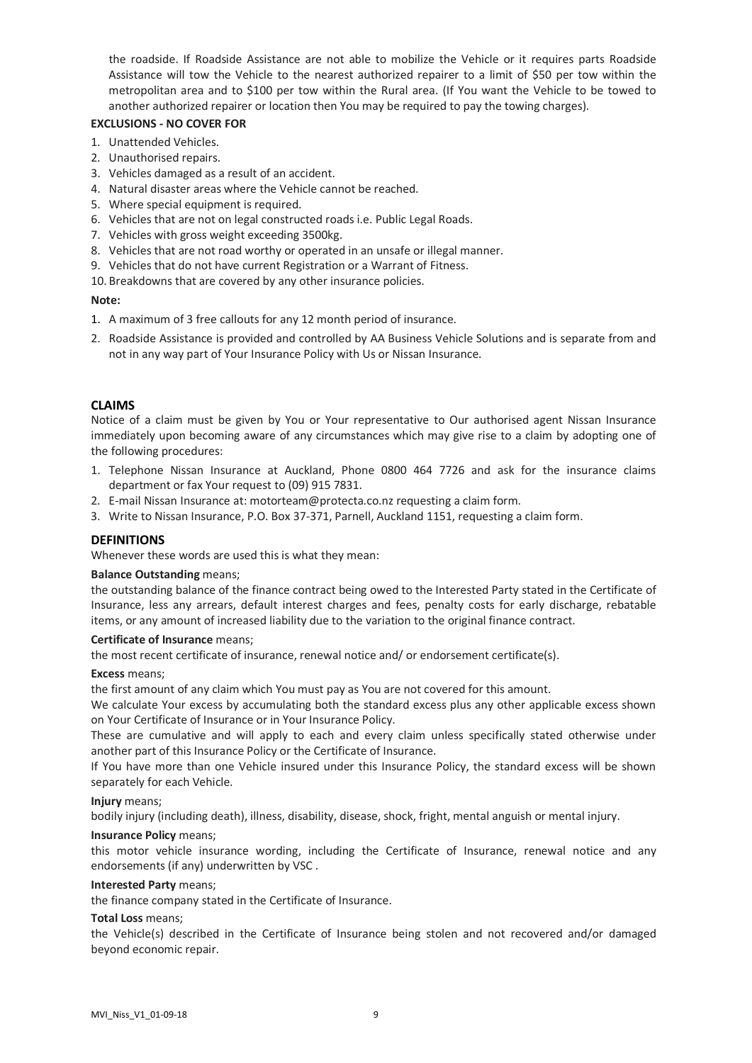the roadside. If Roadside Assistance are not able to mobilize the Vehicle or it requires parts Roadside Assistance will tow the Vehicle to the nearest authorized repairer to a limit of $50 per tow within the metropolitan area and to $100 per tow within the Rural area. (If You want the Vehicle to be towed to another authorized repairer or location then You may be required to pay the towing charges).

**EXCLUSIONS - NO COVER FOR**

1. Unattended Vehicles.
2. Unauthorised repairs.
3. Vehicles damaged as a result of an accident.
4. Natural disaster areas where the Vehicle cannot be reached.
5. Where special equipment is required.
6. Vehicles that are not on legal constructed roads i.e. Public Legal Roads.
7. Vehicles with gross weight exceeding 3500kg.
8. Vehicles that are not road worthy or operated in an unsafe or illegal manner.
9. Vehicles that do not have current Registration or a Warrant of Fitness.
10. Breakdowns that are covered by any other insurance policies.

**Note:**

1. A maximum of 3 free callouts for any 12 month period of insurance.
2. Roadside Assistance is provided and controlled by AA Business Vehicle Solutions and is separate from and not in any way part of Your Insurance Policy with Us or Nissan Insurance.

## CLAIMS

Notice of a claim must be given by You or Your representative to Our authorised agent Nissan Insurance immediately upon becoming aware of any circumstances which may give rise to a claim by adopting one of the following procedures:

1. Telephone Nissan Insurance at Auckland, Phone 0800 464 7726 and ask for the insurance claims department or fax Your request to (09) 915 7831.
2. E-mail Nissan Insurance at: motorteam@protecta.co.nz requesting a claim form.
3. Write to Nissan Insurance, P.O. Box 37-371, Parnell, Auckland 1151, requesting a claim form.

## DEFINITIONS

Whenever these words are used this is what they mean:

**Balance Outstanding** means;

the outstanding balance of the finance contract being owed to the Interested Party stated in the Certificate of Insurance, less any arrears, default interest charges and fees, penalty costs for early discharge, rebatable items, or any amount of increased liability due to the variation to the original finance contract.

**Certificate of Insurance** means;

the most recent certificate of insurance, renewal notice and/ or endorsement certificate(s).

**Excess** means;

the first amount of any claim which You must pay as You are not covered for this amount.

We calculate Your excess by accumulating both the standard excess plus any other applicable excess shown on Your Certificate of Insurance or in Your Insurance Policy.

These are cumulative and will apply to each and every claim unless specifically stated otherwise under another part of this Insurance Policy or the Certificate of Insurance.

If You have more than one Vehicle insured under this Insurance Policy, the standard excess will be shown separately for each Vehicle.

**Injury** means;

bodily injury (including death), illness, disability, disease, shock, fright, mental anguish or mental injury.

**Insurance Policy** means;

this motor vehicle insurance wording, including the Certificate of Insurance, renewal notice and any endorsements (if any) underwritten by VSC .

**Interested Party** means;

the finance company stated in the Certificate of Insurance.

**Total Loss** means;

the Vehicle(s) described in the Certificate of Insurance being stolen and not recovered and/or damaged beyond economic repair.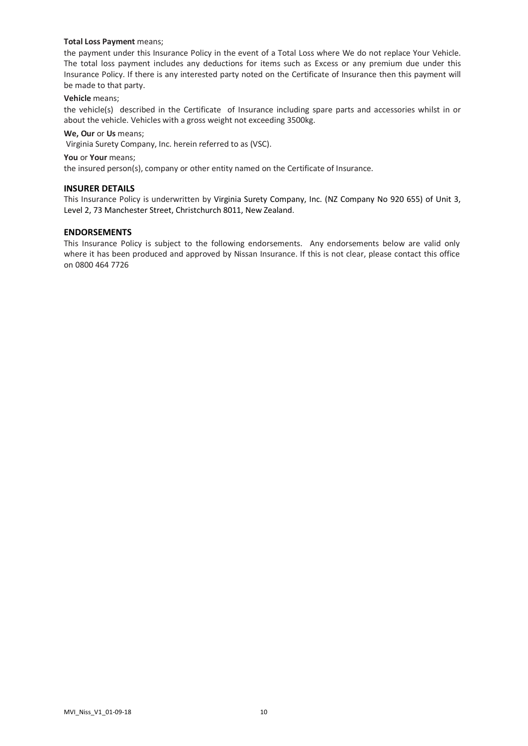**Total Loss Payment** means;

the payment under this Insurance Policy in the event of a Total Loss where We do not replace Your Vehicle. The total loss payment includes any deductions for items such as Excess or any premium due under this Insurance Policy. If there is any interested party noted on the Certificate of Insurance then this payment will be made to that party.

**Vehicle** means;

the vehicle(s) described in the Certificate of Insurance including spare parts and accessories whilst in or about the vehicle. Vehicles with a gross weight not exceeding 3500kg.

**We, Our** or **Us** means;

Virginia Surety Company, Inc. herein referred to as (VSC).

**You** or **Your** means;

the insured person(s), company or other entity named on the Certificate of Insurance.

## INSURER DETAILS

This Insurance Policy is underwritten by Virginia Surety Company, Inc. (NZ Company No 920 655) of Unit 3, Level 2, 73 Manchester Street, Christchurch 8011, New Zealand.

## ENDORSEMENTS

This Insurance Policy is subject to the following endorsements. Any endorsements below are valid only where it has been produced and approved by Nissan Insurance. If this is not clear, please contact this office on 0800 464 7726